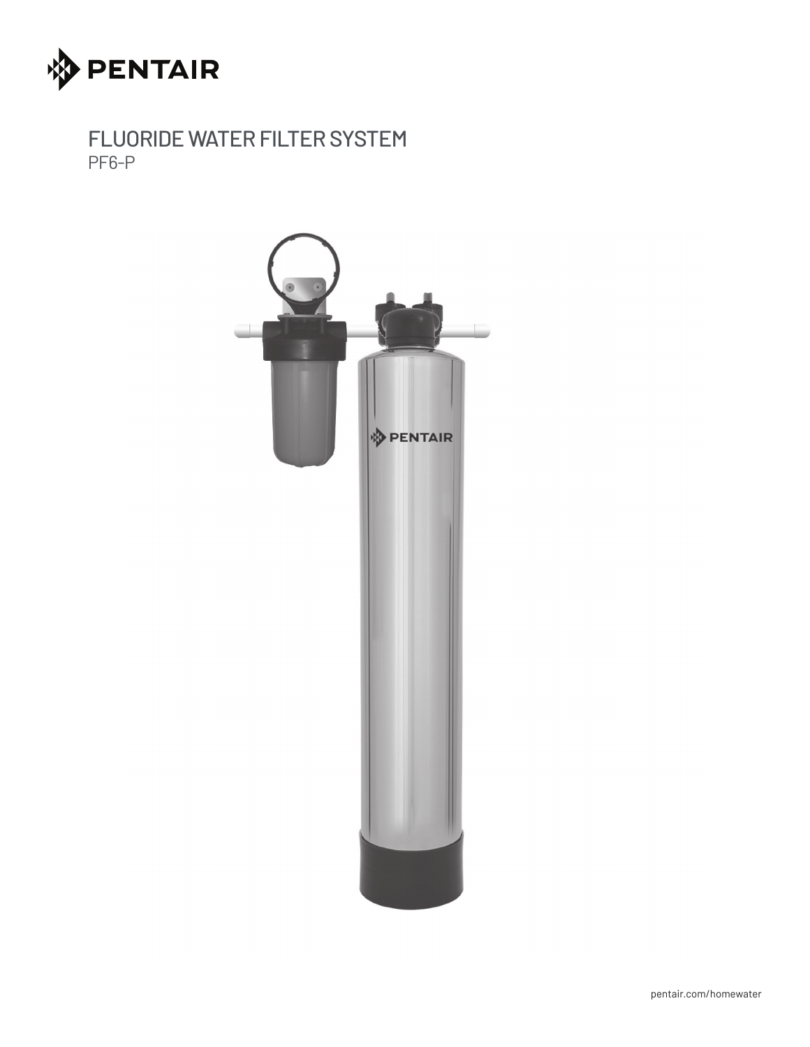PENTAIR

# FLUORIDE WATER FILTER SYSTEM

PF6-P

pentair.com/homewater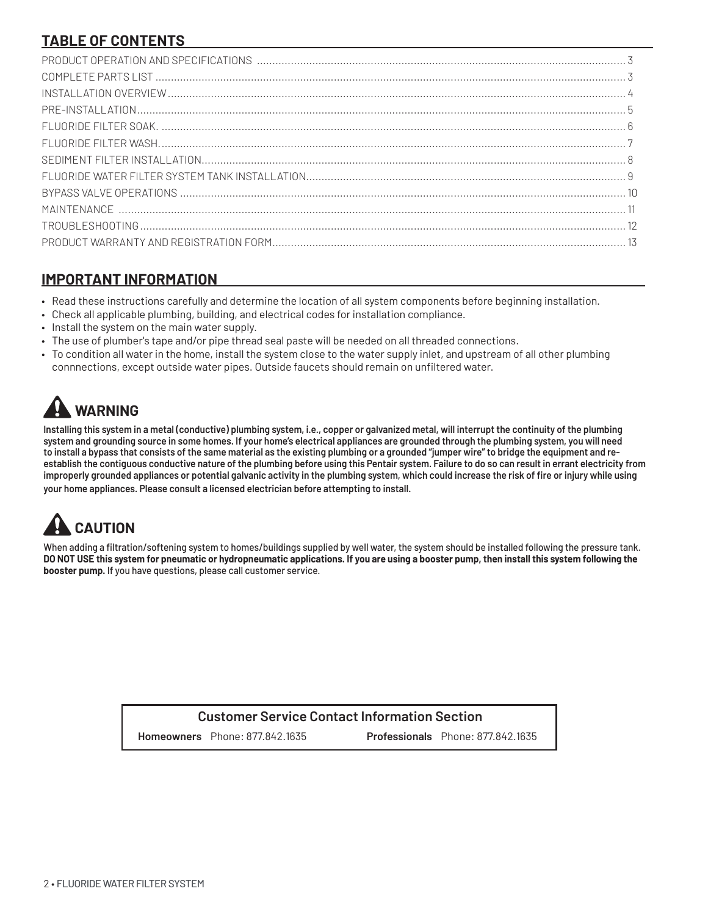## TABLE OF CONTENTS

| Section | Page |
|---|---|
| PRODUCT OPERATION AND SPECIFICATIONS | 3 |
| COMPLETE PARTS LIST | 3 |
| INSTALLATION OVERVIEW | 4 |
| PRE-INSTALLATION | 5 |
| FLUORIDE FILTER SOAK. | 6 |
| FLUORIDE FILTER WASH. | 7 |
| SEDIMENT FILTER INSTALLATION | 8 |
| FLUORIDE WATER FILTER SYSTEM TANK INSTALLATION | 9 |
| BYPASS VALVE OPERATIONS | 10 |
| MAINTENANCE | 11 |
| TROUBLESHOOTING | 12 |
| PRODUCT WARRANTY AND REGISTRATION FORM | 13 |

## IMPORTANT INFORMATION

- Read these instructions carefully and determine the location of all system components before beginning installation.
- Check all applicable plumbing, building, and electrical codes for installation compliance.
- Install the system on the main water supply.
- The use of plumber's tape and/or pipe thread seal paste will be needed on all threaded connections.
- To condition all water in the home, install the system close to the water supply inlet, and upstream of all other plumbing connnections, except outside water pipes. Outside faucets should remain on unfiltered water.

## WARNING

**Installing this system in a metal (conductive) plumbing system, i.e., copper or galvanized metal, will interrupt the continuity of the plumbing system and grounding source in some homes. If your home's electrical appliances are grounded through the plumbing system, you will need to install a bypass that consists of the same material as the existing plumbing or a grounded "jumper wire" to bridge the equipment and re-establish the contiguous conductive nature of the plumbing before using this Pentair system. Failure to do so can result in errant electricity from improperly grounded appliances or potential galvanic activity in the plumbing system, which could increase the risk of fire or injury while using your home appliances. Please consult a licensed electrician before attempting to install.**

## CAUTION

When adding a filtration/softening system to homes/buildings supplied by well water, the system should be installed following the pressure tank. **DO NOT USE this system for pneumatic or hydropneumatic applications. If you are using a booster pump, then install this system following the booster pump.** If you have questions, please call customer service.

**Customer Service Contact Information Section**

| **Homeowners** Phone: 877.842.1635 | **Professionals** Phone: 877.842.1635 |
|---|---|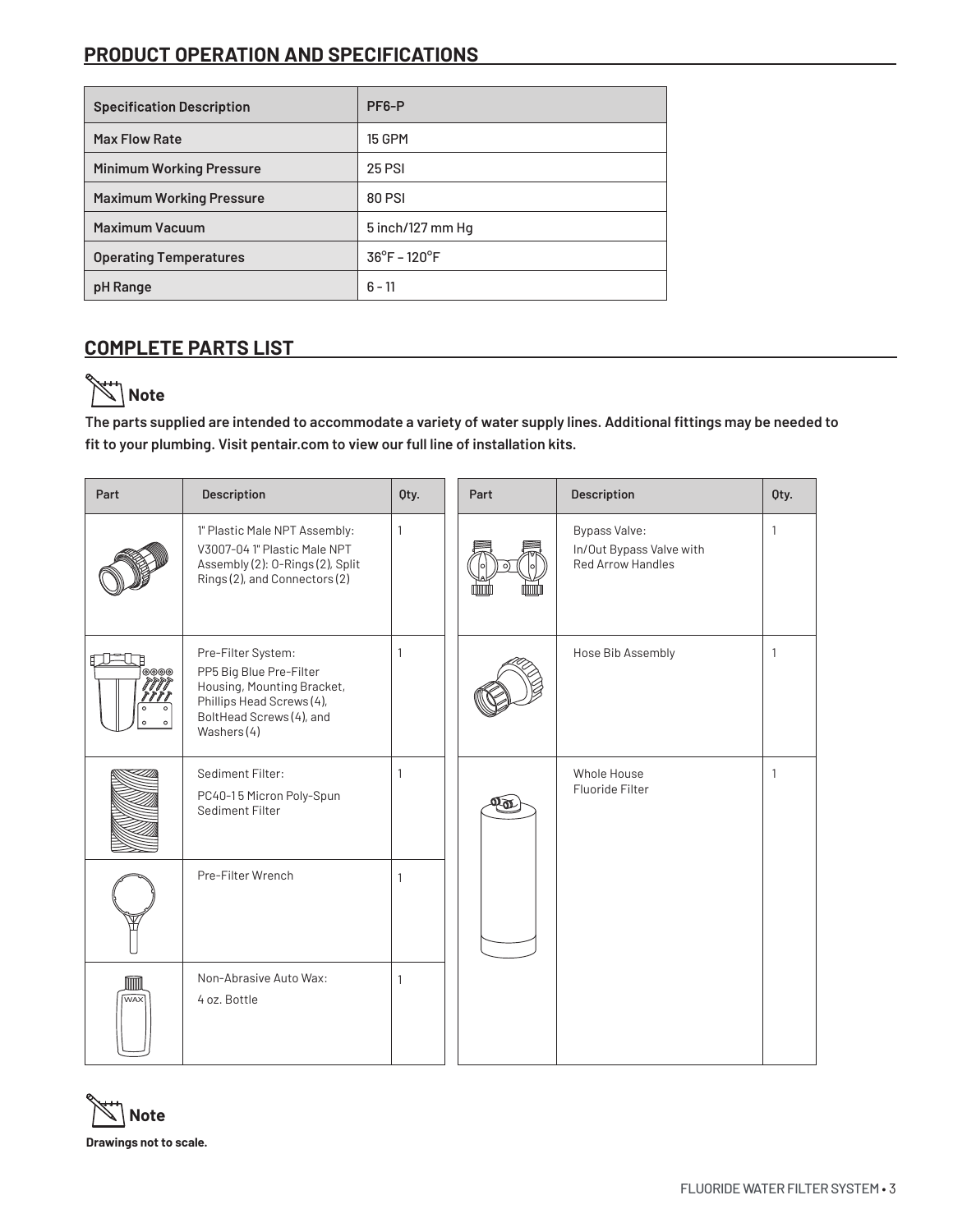## PRODUCT OPERATION AND SPECIFICATIONS

| Specification Description | PF6-P |
|---|---|
| Max Flow Rate | 15 GPM |
| Minimum Working Pressure | 25 PSI |
| Maximum Working Pressure | 80 PSI |
| Maximum Vacuum | 5 inch/127 mm Hg |
| Operating Temperatures | 36°F – 120°F |
| pH Range | 6 - 11 |

## COMPLETE PARTS LIST

**Note**

**The parts supplied are intended to accommodate a variety of water supply lines. Additional fittings may be needed to fit to your plumbing. Visit pentair.com to view our full line of installation kits.**

| Part | Description | Qty. |
|---|---|---|
| | 1" Plastic Male NPT Assembly: V3007-04 1" Plastic Male NPT Assembly (2): O-Rings (2), Split Rings (2), and Connectors (2) | 1 |
| | Pre-Filter System: PP5 Big Blue Pre-Filter Housing, Mounting Bracket, Phillips Head Screws (4), BoltHead Screws (4), and Washers (4) | 1 |
| | Sediment Filter: PC40-1 5 Micron Poly-Spun Sediment Filter | 1 |
| | Pre-Filter Wrench | 1 |
| | Non-Abrasive Auto Wax: 4 oz. Bottle | 1 |

| Part | Description | Qty. |
|---|---|---|
| | Bypass Valve: In/Out Bypass Valve with Red Arrow Handles | 1 |
| | Hose Bib Assembly | 1 |
| | Whole House Fluoride Filter | 1 |

**Note**

**Drawings not to scale.**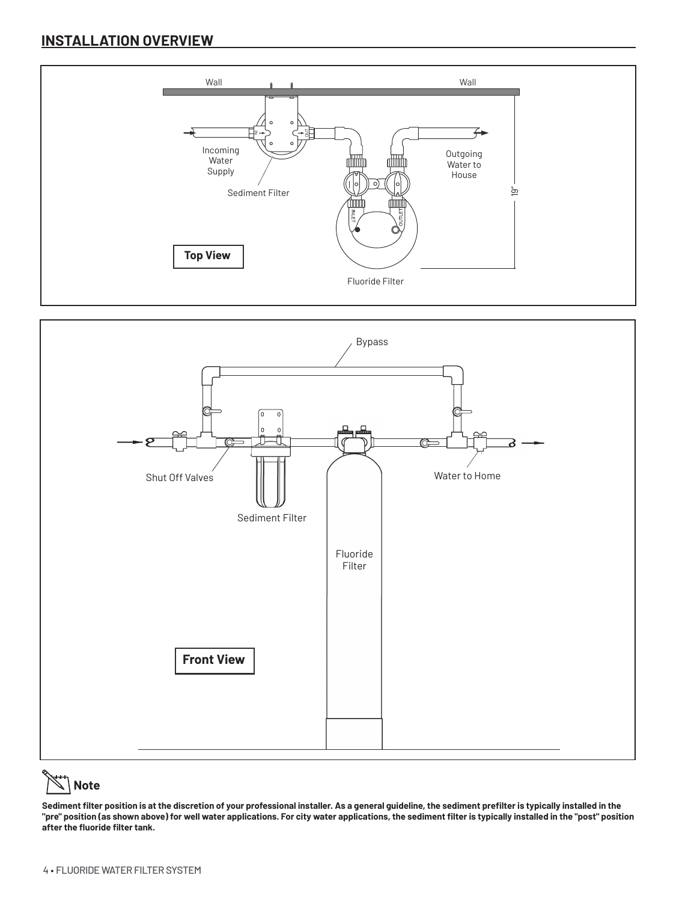## INSTALLATION OVERVIEW

Wall

Wall

Incoming Water Supply

Sediment Filter

Outgoing Water to House

19"

**Top View**

Fluoride Filter

Bypass

Shut Off Valves

Water to Home

Sediment Filter

Fluoride Filter

**Front View**

**Note**

**Sediment filter position is at the discretion of your professional installer. As a general guideline, the sediment prefilter is typically installed in the "pre" position (as shown above) for well water applications. For city water applications, the sediment filter is typically installed in the "post" position after the fluoride filter tank.**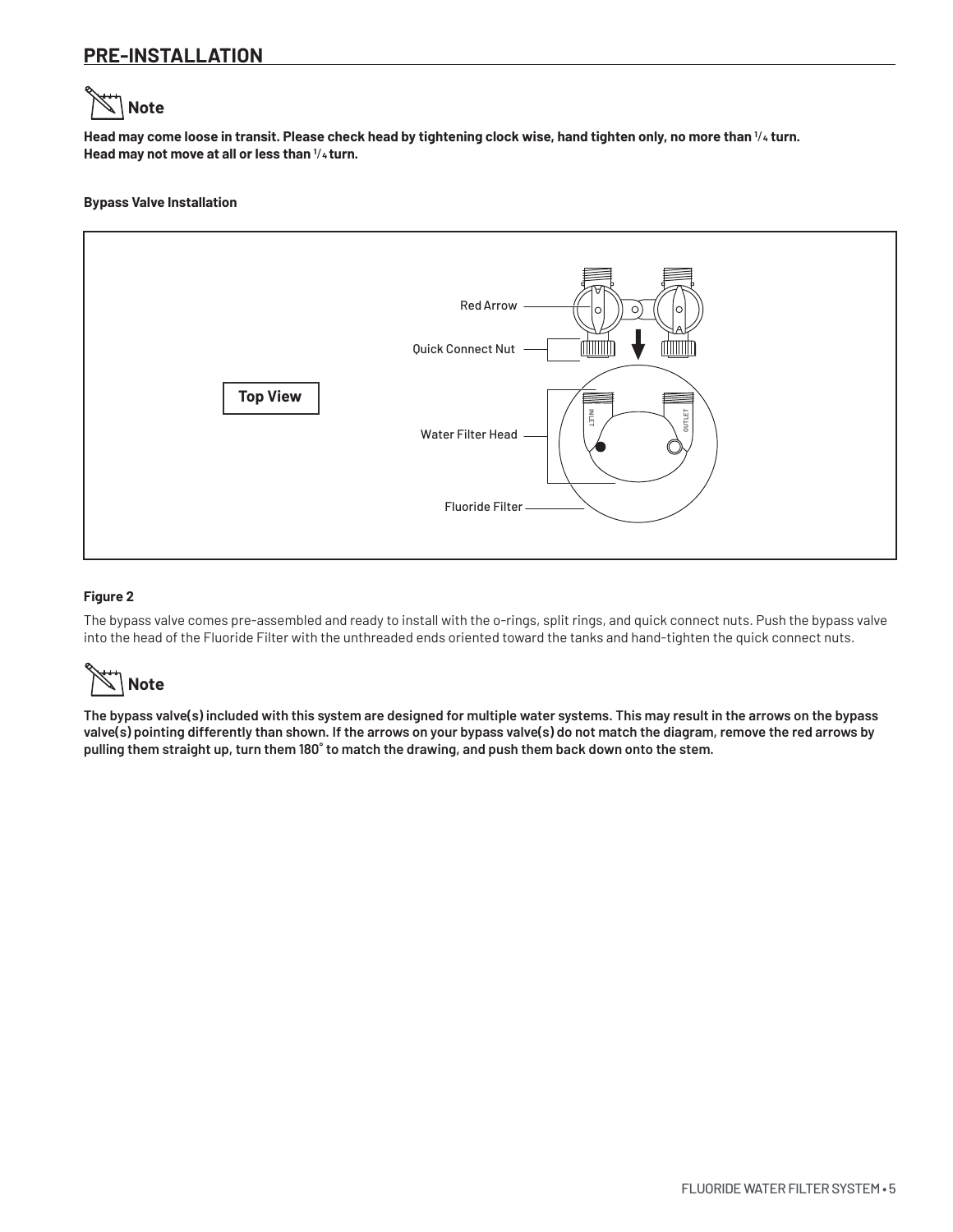## PRE-INSTALLATION

**Note**

**Head may come loose in transit. Please check head by tightening clock wise, hand tighten only, no more than 1/4 turn. Head may not move at all or less than 1/4 turn.**

**Bypass Valve Installation**

Top View

Red Arrow

Quick Connect Nut

Water Filter Head

Fluoride Filter

INLET

OUTLET

**Figure 2**

The bypass valve comes pre-assembled and ready to install with the o-rings, split rings, and quick connect nuts. Push the bypass valve into the head of the Fluoride Filter with the unthreaded ends oriented toward the tanks and hand-tighten the quick connect nuts.

**Note**

**The bypass valve(s) included with this system are designed for multiple water systems. This may result in the arrows on the bypass valve(s) pointing differently than shown. If the arrows on your bypass valve(s) do not match the diagram, remove the red arrows by pulling them straight up, turn them 180° to match the drawing, and push them back down onto the stem.**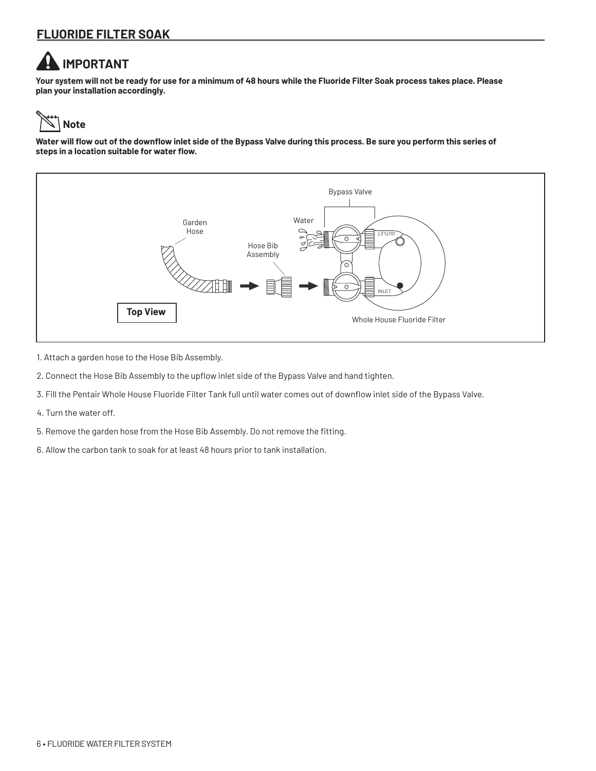## FLUORIDE FILTER SOAK

### IMPORTANT

**Your system will not be ready for use for a minimum of 48 hours while the Fluoride Filter Soak process takes place. Please plan your installation accordingly.**

### Note

**Water will flow out of the downflow inlet side of the Bypass Valve during this process. Be sure you perform this series of steps in a location suitable for water flow.**

Bypass Valve

Water

Garden Hose

Hose Bib Assembly

OUTLET

INLET

Top View

Whole House Fluoride Filter

1. Attach a garden hose to the Hose Bib Assembly.
2. Connect the Hose Bib Assembly to the upflow inlet side of the Bypass Valve and hand tighten.
3. Fill the Pentair Whole House Fluoride Filter Tank full until water comes out of downflow inlet side of the Bypass Valve.
4. Turn the water off.
5. Remove the garden hose from the Hose Bib Assembly. Do not remove the fitting.
6. Allow the carbon tank to soak for at least 48 hours prior to tank installation.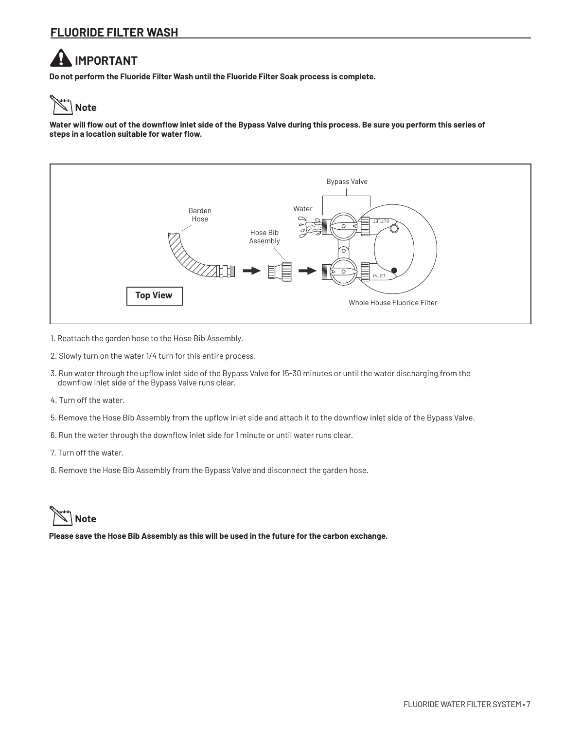## FLUORIDE FILTER WASH

### IMPORTANT

**Do not perform the Fluoride Filter Wash until the Fluoride Filter Soak process is complete.**

### Note

**Water will flow out of the downflow inlet side of the Bypass Valve during this process. Be sure you perform this series of steps in a location suitable for water flow.**

Bypass Valve

Water

Garden Hose

Hose Bib Assembly

OUTLET

INLET

**Top View**

Whole House Fluoride Filter

1. Reattach the garden hose to the Hose Bib Assembly.
2. Slowly turn on the water 1/4 turn for this entire process.
3. Run water through the upflow inlet side of the Bypass Valve for 15-30 minutes or until the water discharging from the downflow inlet side of the Bypass Valve runs clear.
4. Turn off the water.
5. Remove the Hose Bib Assembly from the upflow inlet side and attach it to the downflow inlet side of the Bypass Valve.
6. Run the water through the downflow inlet side for 1 minute or until water runs clear.
7. Turn off the water.
8. Remove the Hose Bib Assembly from the Bypass Valve and disconnect the garden hose.

### Note

**Please save the Hose Bib Assembly as this will be used in the future for the carbon exchange.**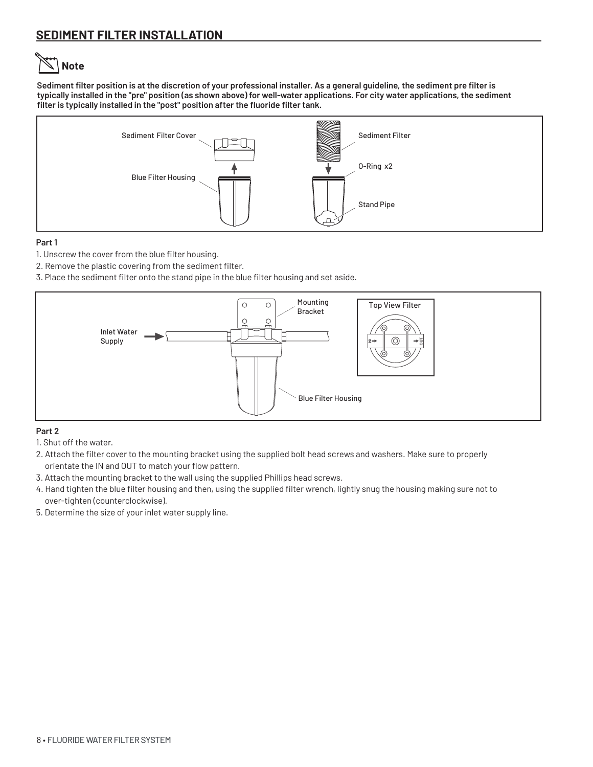## SEDIMENT FILTER INSTALLATION

### Note

**Sediment filter position is at the discretion of your professional installer. As a general guideline, the sediment pre filter is typically installed in the "pre" position (as shown above) for well-water applications. For city water applications, the sediment filter is typically installed in the "post" position after the fluoride filter tank.**

Sediment Filter Cover

Blue Filter Housing

Sediment Filter

O-Ring x2

Stand Pipe

**Part 1**

1. Unscrew the cover from the blue filter housing.
2. Remove the plastic covering from the sediment filter.
3. Place the sediment filter onto the stand pipe in the blue filter housing and set aside.

Inlet Water Supply

Mounting Bracket

Top View Filter

IN

OUT

Blue Filter Housing

**Part 2**

1. Shut off the water.
2. Attach the filter cover to the mounting bracket using the supplied bolt head screws and washers. Make sure to properly orientate the IN and OUT to match your flow pattern.
3. Attach the mounting bracket to the wall using the supplied Phillips head screws.
4. Hand tighten the blue filter housing and then, using the supplied filter wrench, lightly snug the housing making sure not to over-tighten (counterclockwise).
5. Determine the size of your inlet water supply line.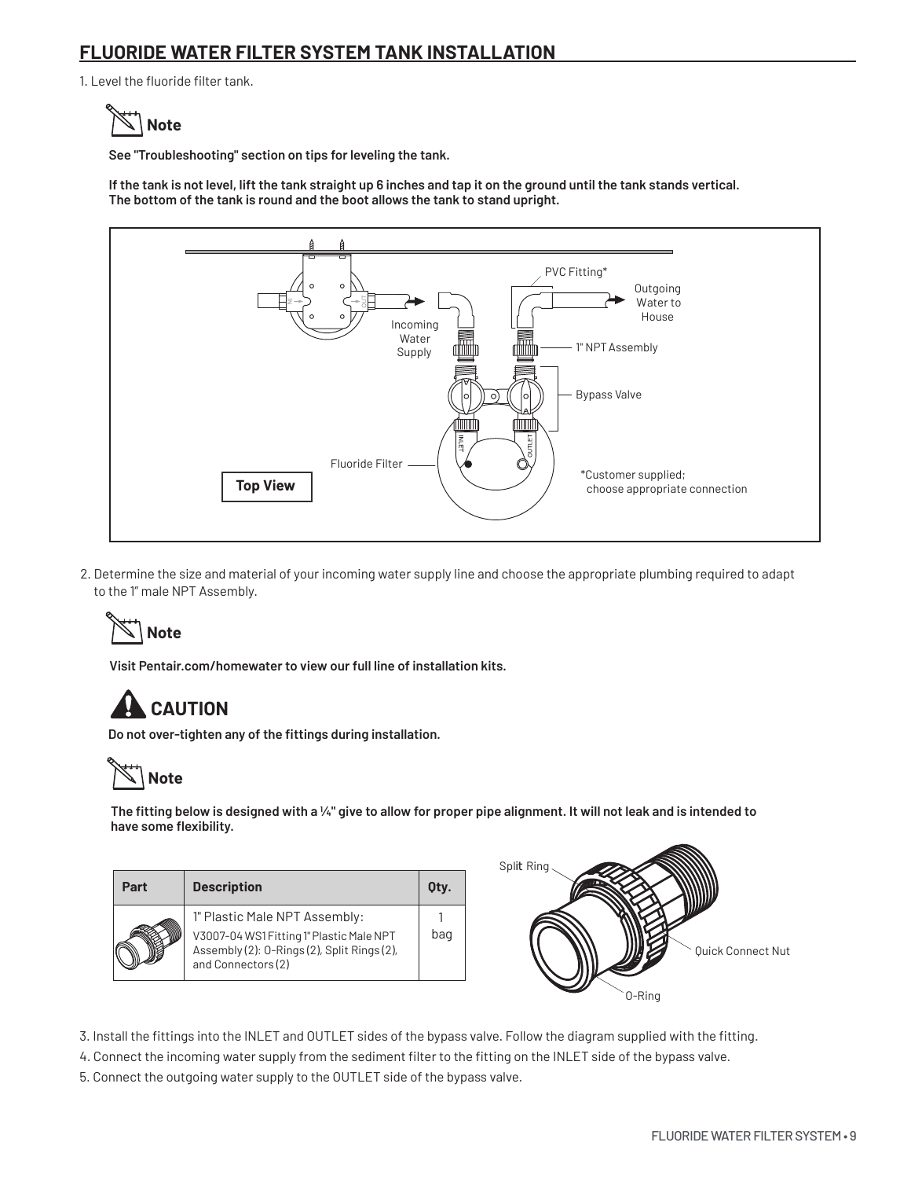## FLUORIDE WATER FILTER SYSTEM TANK INSTALLATION

1. Level the fluoride filter tank.

**Note**

**See "Troubleshooting" section on tips for leveling the tank.**

**If the tank is not level, lift the tank straight up 6 inches and tap it on the ground until the tank stands vertical. The bottom of the tank is round and the boot allows the tank to stand upright.**

2. Determine the size and material of your incoming water supply line and choose the appropriate plumbing required to adapt to the 1" male NPT Assembly.

**Note**

**Visit Pentair.com/homewater to view our full line of installation kits.**

**CAUTION**

**Do not over-tighten any of the fittings during installation.**

**Note**

**The fitting below is designed with a ¼" give to allow for proper pipe alignment. It will not leak and is intended to have some flexibility.**

| Part | Description | Qty. |
|---|---|---|
| | 1" Plastic Male NPT Assembly: V3007-04 WS1 Fitting 1" Plastic Male NPT Assembly (2): O-Rings (2), Split Rings (2), and Connectors (2) | 1 bag |

3. Install the fittings into the INLET and OUTLET sides of the bypass valve. Follow the diagram supplied with the fitting.
4. Connect the incoming water supply from the sediment filter to the fitting on the INLET side of the bypass valve.
5. Connect the outgoing water supply to the OUTLET side of the bypass valve.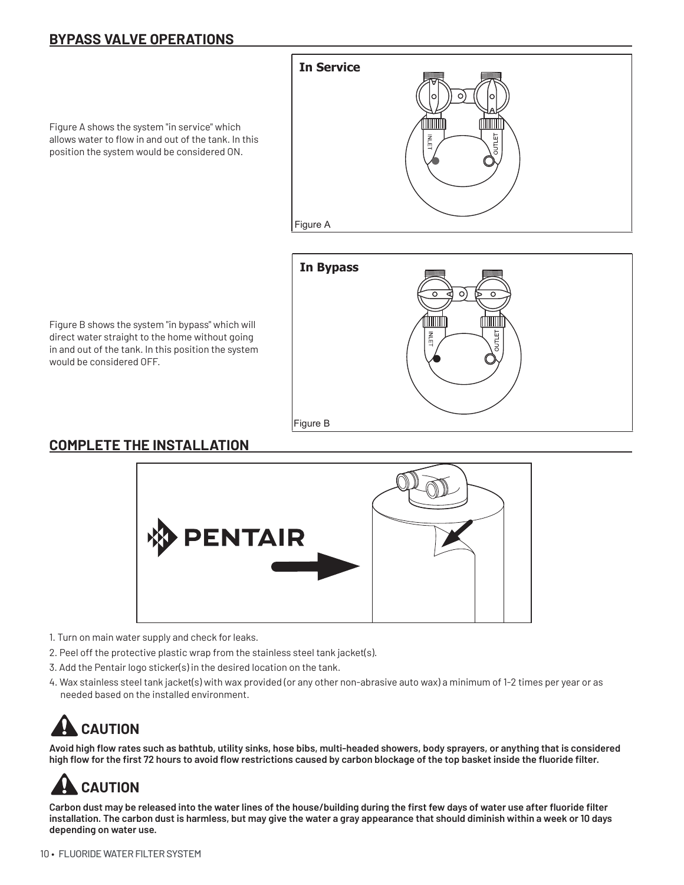## BYPASS VALVE OPERATIONS

Figure A shows the system "in service" which allows water to flow in and out of the tank. In this position the system would be considered ON.

**In Service**

Figure A

Figure B shows the system "in bypass" which will direct water straight to the home without going in and out of the tank. In this position the system would be considered OFF.

**In Bypass**

Figure B

## COMPLETE THE INSTALLATION

1. Turn on main water supply and check for leaks.
2. Peel off the protective plastic wrap from the stainless steel tank jacket(s).
3. Add the Pentair logo sticker(s) in the desired location on the tank.
4. Wax stainless steel tank jacket(s) with wax provided (or any other non-abrasive auto wax) a minimum of 1-2 times per year or as needed based on the installed environment.

### CAUTION

**Avoid high flow rates such as bathtub, utility sinks, hose bibs, multi-headed showers, body sprayers, or anything that is considered high flow for the first 72 hours to avoid flow restrictions caused by carbon blockage of the top basket inside the fluoride filter.**

### CAUTION

**Carbon dust may be released into the water lines of the house/building during the first few days of water use after fluoride filter installation. The carbon dust is harmless, but may give the water a gray appearance that should diminish within a week or 10 days depending on water use.**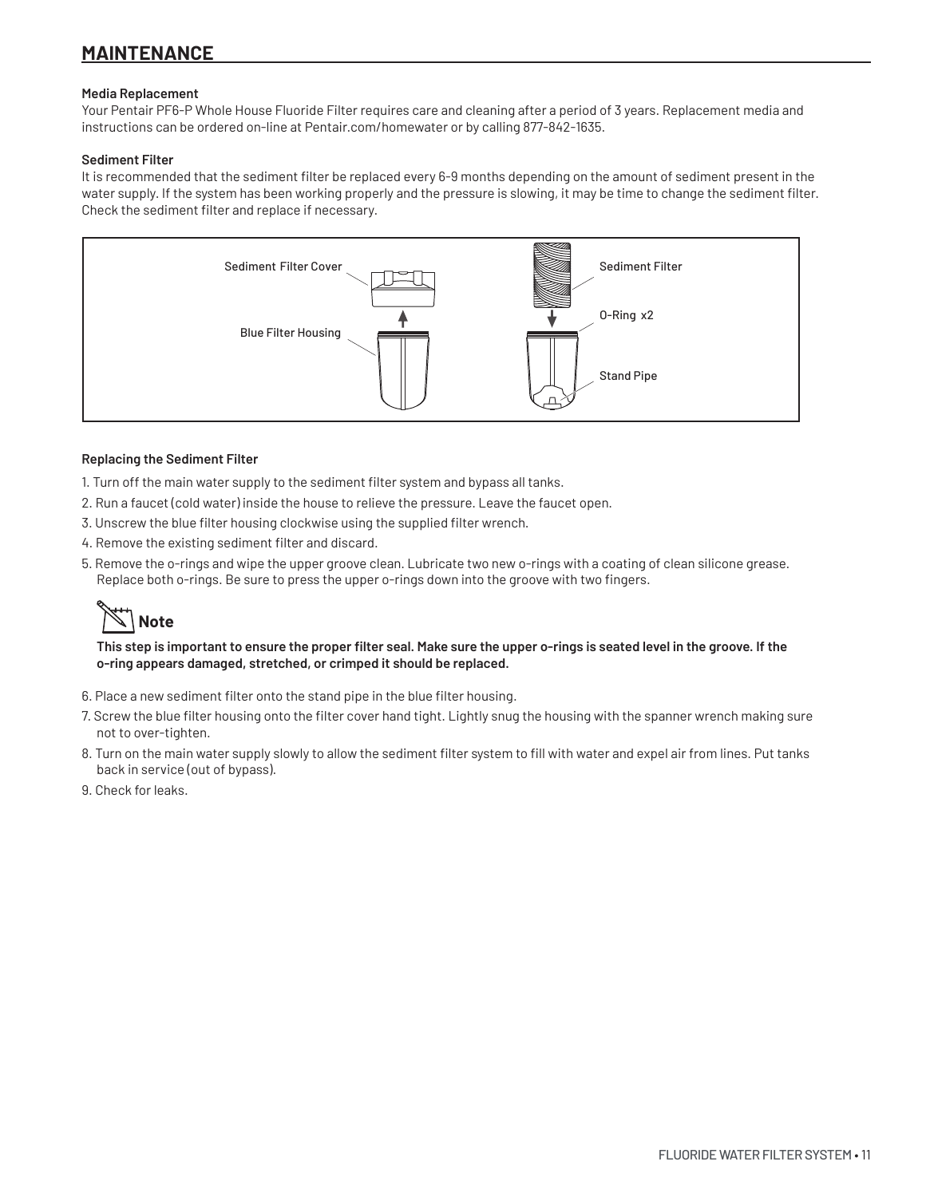## MAINTENANCE

**Media Replacement**

Your Pentair PF6-P Whole House Fluoride Filter requires care and cleaning after a period of 3 years. Replacement media and instructions can be ordered on-line at Pentair.com/homewater or by calling 877-842-1635.

**Sediment Filter**

It is recommended that the sediment filter be replaced every 6-9 months depending on the amount of sediment present in the water supply. If the system has been working properly and the pressure is slowing, it may be time to change the sediment filter. Check the sediment filter and replace if necessary.

Sediment Filter Cover

Blue Filter Housing

Sediment Filter

O-Ring x2

Stand Pipe

**Replacing the Sediment Filter**

1. Turn off the main water supply to the sediment filter system and bypass all tanks.
2. Run a faucet (cold water) inside the house to relieve the pressure. Leave the faucet open.
3. Unscrew the blue filter housing clockwise using the supplied filter wrench.
4. Remove the existing sediment filter and discard.
5. Remove the o-rings and wipe the upper groove clean. Lubricate two new o-rings with a coating of clean silicone grease. Replace both o-rings. Be sure to press the upper o-rings down into the groove with two fingers.

**Note**

**This step is important to ensure the proper filter seal. Make sure the upper o-rings is seated level in the groove. If the o-ring appears damaged, stretched, or crimped it should be replaced.**

6. Place a new sediment filter onto the stand pipe in the blue filter housing.
7. Screw the blue filter housing onto the filter cover hand tight. Lightly snug the housing with the spanner wrench making sure not to over-tighten.
8. Turn on the main water supply slowly to allow the sediment filter system to fill with water and expel air from lines. Put tanks back in service (out of bypass).
9. Check for leaks.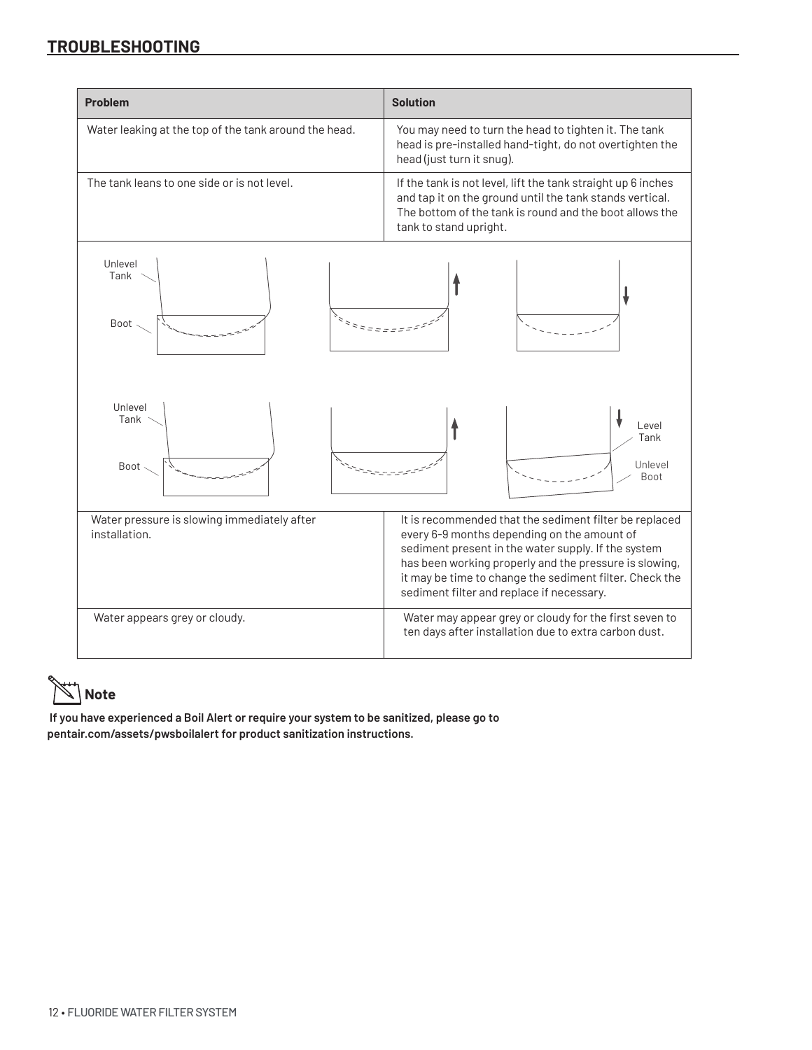## TROUBLESHOOTING

| Problem | Solution |
| --- | --- |
| Water leaking at the top of the tank around the head. | You may need to turn the head to tighten it. The tank head is pre-installed hand-tight, do not overtighten the head (just turn it snug). |
| The tank leans to one side or is not level. | If the tank is not level, lift the tank straight up 6 inches and tap it on the ground until the tank stands vertical. The bottom of the tank is round and the boot allows the tank to stand upright. |
| Water pressure is slowing immediately after installation. | It is recommended that the sediment filter be replaced every 6-9 months depending on the amount of sediment present in the water supply. If the system has been working properly and the pressure is slowing, it may be time to change the sediment filter. Check the sediment filter and replace if necessary. |
| Water appears grey or cloudy. | Water may appear grey or cloudy for the first seven to ten days after installation due to extra carbon dust. |

Unlevel Tank
Boot

Unlevel Tank
Boot
Level Tank
Unlevel Boot

**Note**

**If you have experienced a Boil Alert or require your system to be sanitized, please go to pentair.com/assets/pwsboilalert for product sanitization instructions.**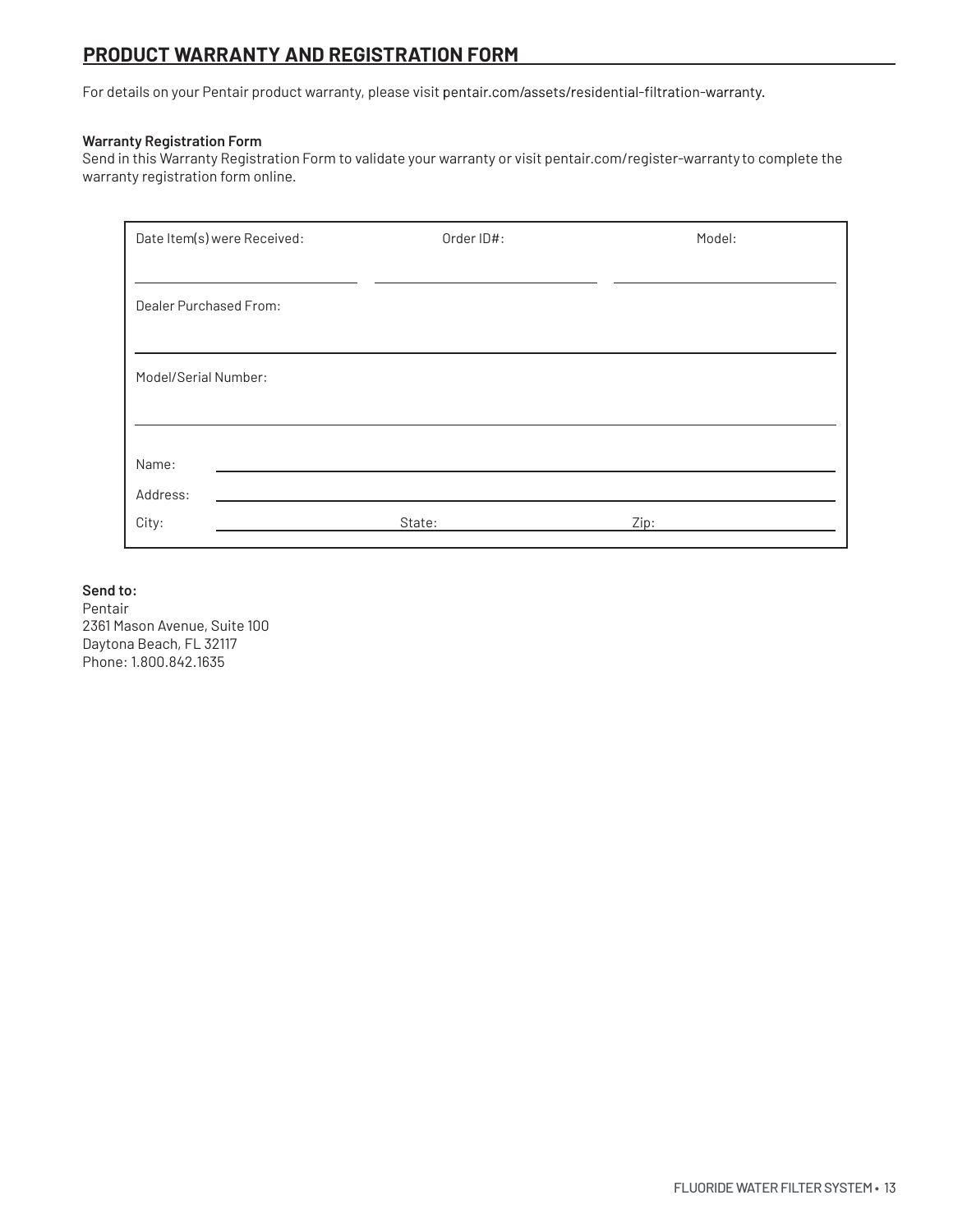## PRODUCT WARRANTY AND REGISTRATION FORM

For details on your Pentair product warranty, please visit pentair.com/assets/residential-filtration-warranty.

**Warranty Registration Form**

Send in this Warranty Registration Form to validate your warranty or visit pentair.com/register-warranty to complete the warranty registration form online.

| Date Item(s) were Received: | Order ID#: | Model: |
|---|---|---|
| Dealer Purchased From: | | |
| Model/Serial Number: | | |
| Name: | | |
| Address: | | |
| City: | State: | Zip: |

**Send to:**
Pentair
2361 Mason Avenue, Suite 100
Daytona Beach, FL 32117
Phone: 1.800.842.1635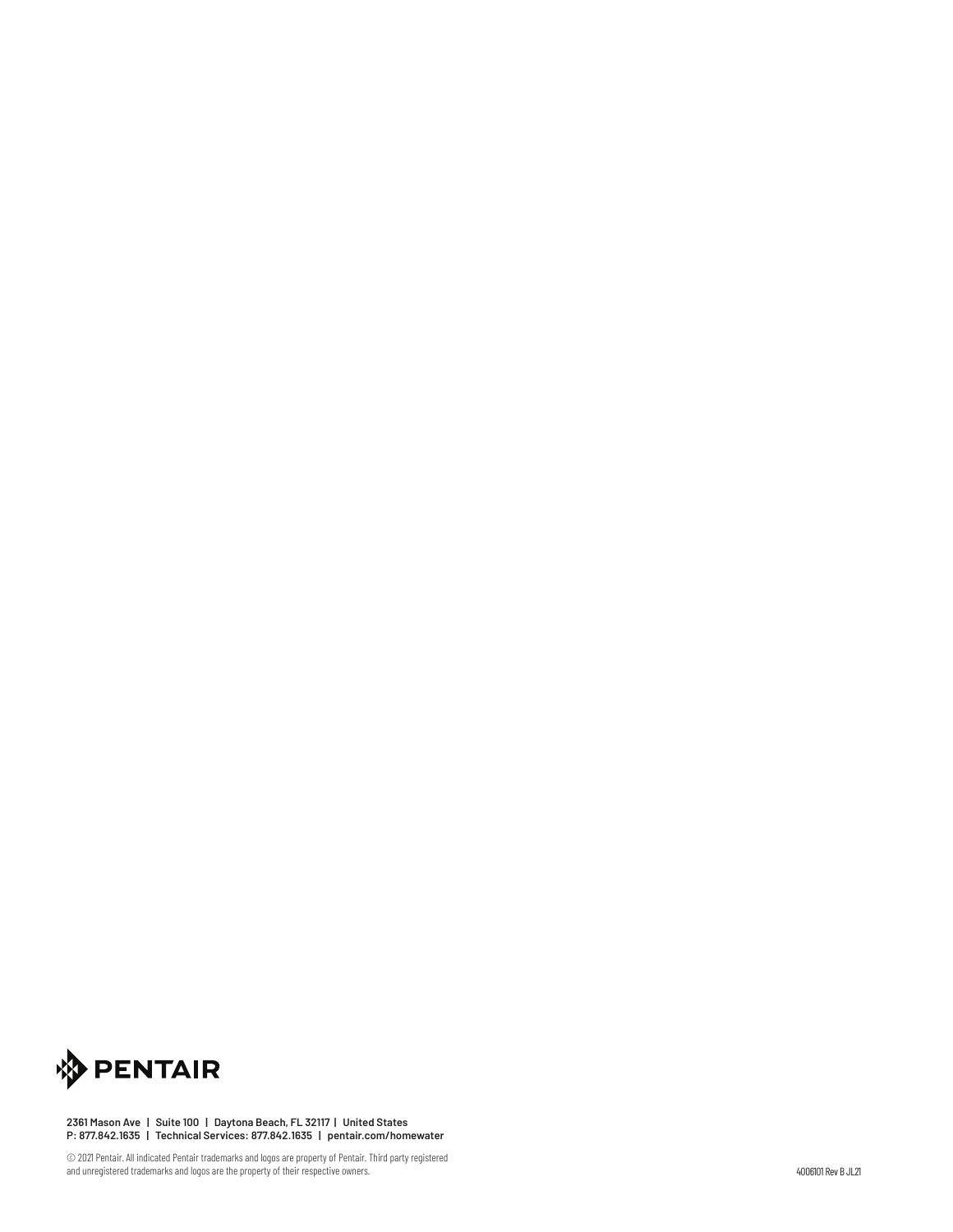PENTAIR

**2361 Mason Ave | Suite 100 | Daytona Beach, FL 32117 | United States**
**P: 877.842.1635 | Technical Services: 877.842.1635 | pentair.com/homewater**

© 2021 Pentair. All indicated Pentair trademarks and logos are property of Pentair. Third party registered and unregistered trademarks and logos are the property of their respective owners.

4006101 Rev B JL21